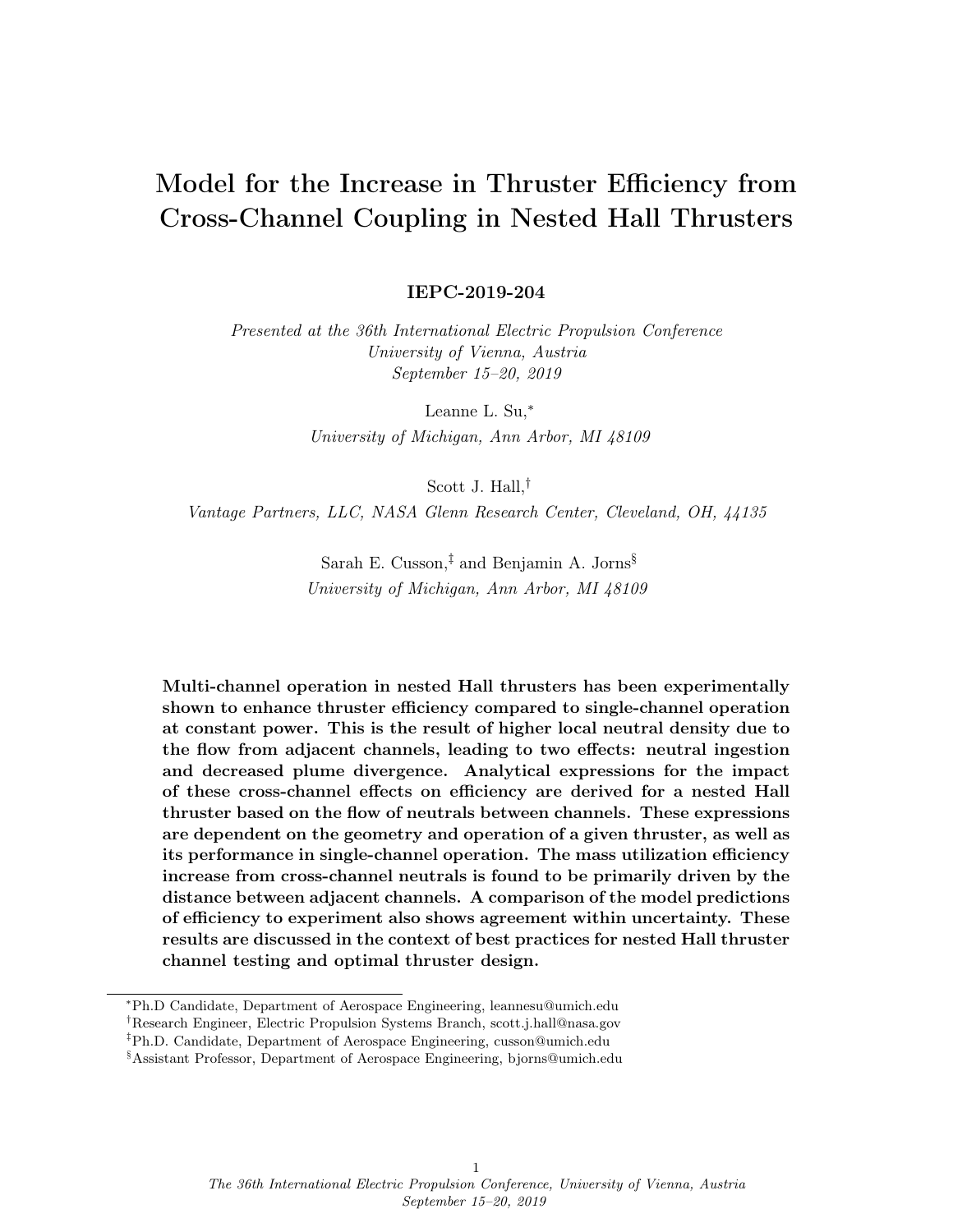# Model for the Increase in Thruster Efficiency from Cross-Channel Coupling in Nested Hall Thrusters

**IEPC-2019-204**

*Presented at the 36th International Electric Propulsion Conference*
*University of Vienna, Austria*
*September 15–20, 2019*

Leanne L. Su,[*]
*University of Michigan, Ann Arbor, MI 48109*

Scott J. Hall,[†]
*Vantage Partners, LLC, NASA Glenn Research Center, Cleveland, OH, 44135*

Sarah E. Cusson,[‡] and Benjamin A. Jorns[§]
*University of Michigan, Ann Arbor, MI 48109*

**Multi-channel operation in nested Hall thrusters has been experimentally shown to enhance thruster efficiency compared to single-channel operation at constant power. This is the result of higher local neutral density due to the flow from adjacent channels, leading to two effects: neutral ingestion and decreased plume divergence. Analytical expressions for the impact of these cross-channel effects on efficiency are derived for a nested Hall thruster based on the flow of neutrals between channels. These expressions are dependent on the geometry and operation of a given thruster, as well as its performance in single-channel operation. The mass utilization efficiency increase from cross-channel neutrals is found to be primarily driven by the distance between adjacent channels. A comparison of the model predictions of efficiency to experiment also shows agreement within uncertainty. These results are discussed in the context of best practices for nested Hall thruster channel testing and optimal thruster design.**

---

[*] Ph.D Candidate, Department of Aerospace Engineering, leannesu@umich.edu

[†] Research Engineer, Electric Propulsion Systems Branch, scott.j.hall@nasa.gov

[‡] Ph.D. Candidate, Department of Aerospace Engineering, cusson@umich.edu

[§] Assistant Professor, Department of Aerospace Engineering, bjorns@umich.edu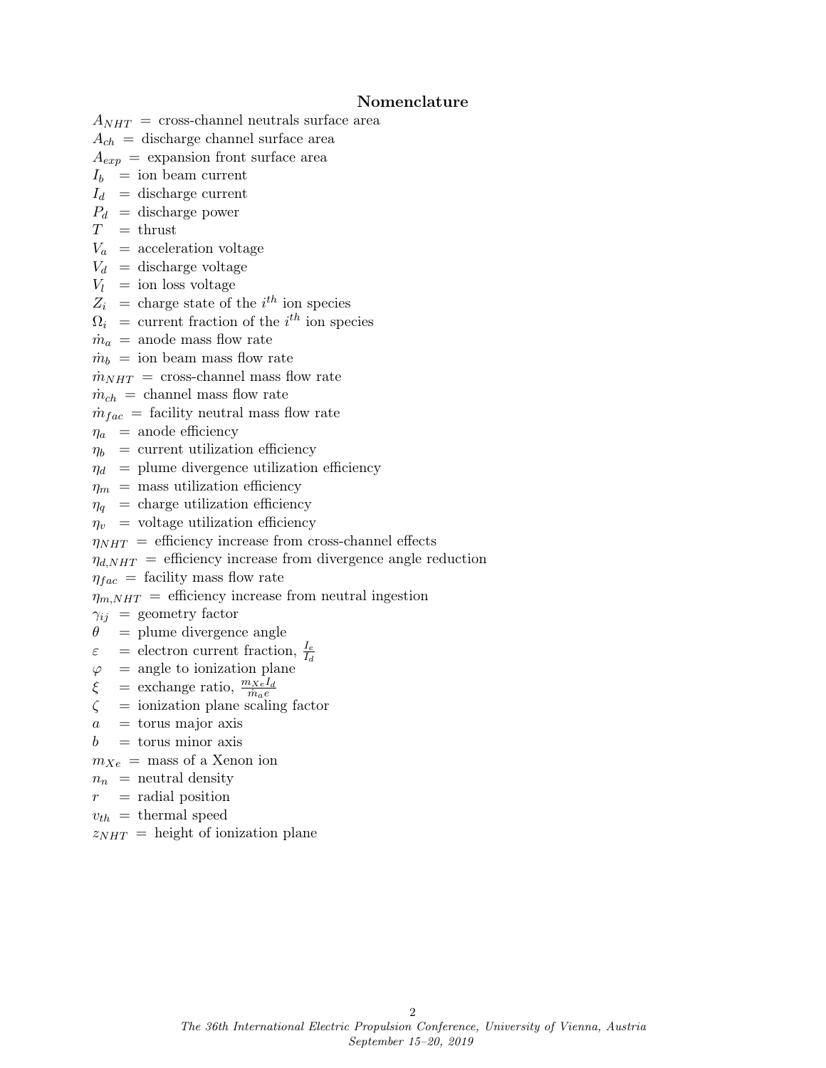## Nomenclature

$A_{NHT}$ = cross-channel neutrals surface area
$A_{ch}$ = discharge channel surface area
$A_{exp}$ = expansion front surface area
$I_b$ = ion beam current
$I_d$ = discharge current
$P_d$ = discharge power
$T$ = thrust
$V_a$ = acceleration voltage
$V_d$ = discharge voltage
$V_l$ = ion loss voltage
$Z_i$ = charge state of the $i^{th}$ ion species
$\Omega_i$ = current fraction of the $i^{th}$ ion species
$\dot{m}_a$ = anode mass flow rate
$\dot{m}_b$ = ion beam mass flow rate
$\dot{m}_{NHT}$ = cross-channel mass flow rate
$\dot{m}_{ch}$ = channel mass flow rate
$\dot{m}_{fac}$ = facility neutral mass flow rate
$\eta_a$ = anode efficiency
$\eta_b$ = current utilization efficiency
$\eta_d$ = plume divergence utilization efficiency
$\eta_m$ = mass utilization efficiency
$\eta_q$ = charge utilization efficiency
$\eta_v$ = voltage utilization efficiency
$\eta_{NHT}$ = efficiency increase from cross-channel effects
$\eta_{d,NHT}$ = efficiency increase from divergence angle reduction
$\eta_{fac}$ = facility mass flow rate
$\eta_{m,NHT}$ = efficiency increase from neutral ingestion
$\gamma_{ij}$ = geometry factor
$\theta$ = plume divergence angle
$\varepsilon$ = electron current fraction, $\frac{I_e}{I_d}$
$\varphi$ = angle to ionization plane
$\xi$ = exchange ratio, $\frac{m_{Xe} I_d}{\dot{m}_a e}$
$\zeta$ = ionization plane scaling factor
$a$ = torus major axis
$b$ = torus minor axis
$m_{Xe}$ = mass of a Xenon ion
$n_n$ = neutral density
$r$ = radial position
$v_{th}$ = thermal speed
$z_{NHT}$ = height of ionization plane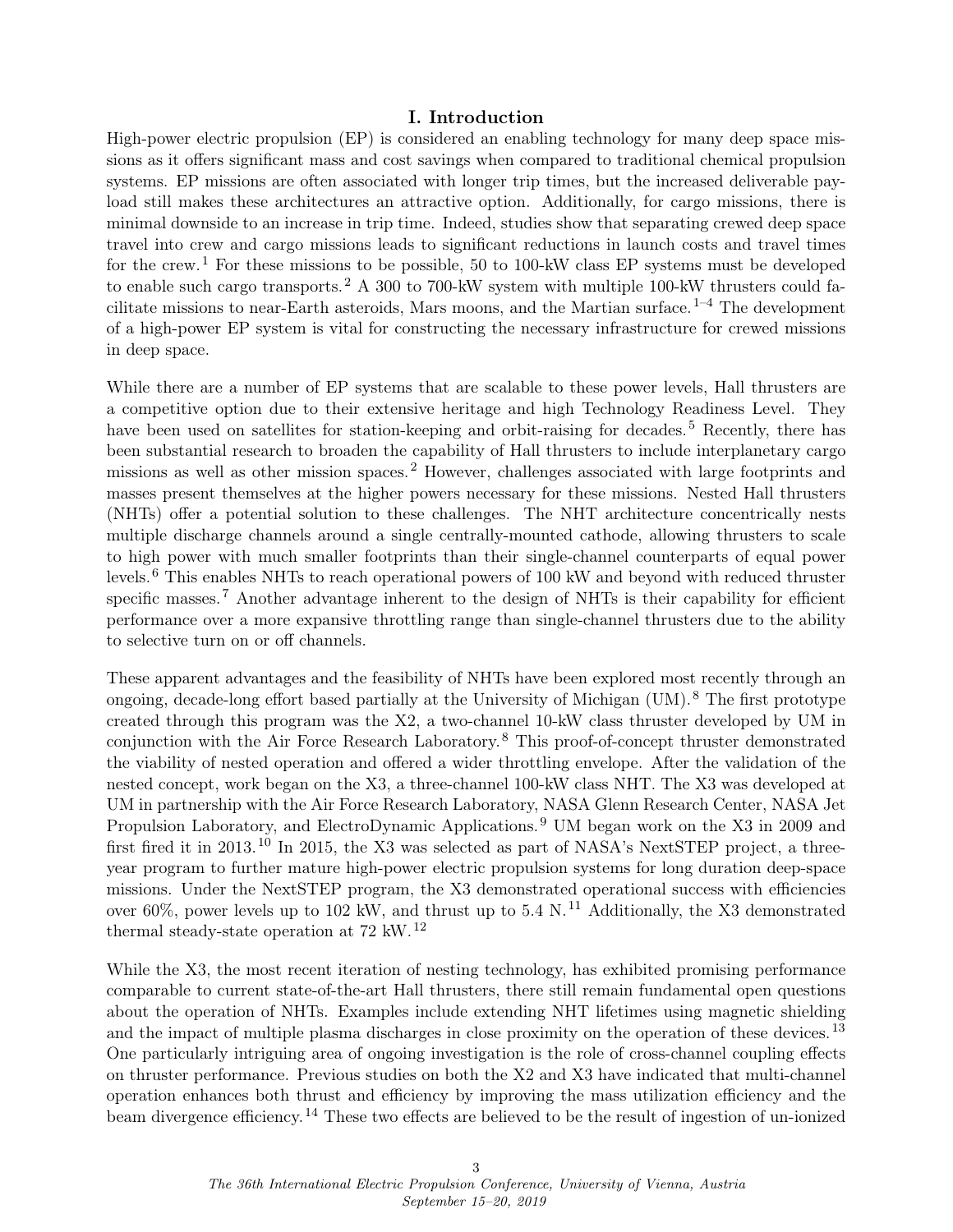# I. Introduction

High-power electric propulsion (EP) is considered an enabling technology for many deep space missions as it offers significant mass and cost savings when compared to traditional chemical propulsion systems. EP missions are often associated with longer trip times, but the increased deliverable payload still makes these architectures an attractive option. Additionally, for cargo missions, there is minimal downside to an increase in trip time. Indeed, studies show that separating crewed deep space travel into crew and cargo missions leads to significant reductions in launch costs and travel times for the crew.[1] For these missions to be possible, 50 to 100-kW class EP systems must be developed to enable such cargo transports.[2] A 300 to 700-kW system with multiple 100-kW thrusters could facilitate missions to near-Earth asteroids, Mars moons, and the Martian surface.[1–4] The development of a high-power EP system is vital for constructing the necessary infrastructure for crewed missions in deep space.

While there are a number of EP systems that are scalable to these power levels, Hall thrusters are a competitive option due to their extensive heritage and high Technology Readiness Level. They have been used on satellites for station-keeping and orbit-raising for decades.[5] Recently, there has been substantial research to broaden the capability of Hall thrusters to include interplanetary cargo missions as well as other mission spaces.[2] However, challenges associated with large footprints and masses present themselves at the higher powers necessary for these missions. Nested Hall thrusters (NHTs) offer a potential solution to these challenges. The NHT architecture concentrically nests multiple discharge channels around a single centrally-mounted cathode, allowing thrusters to scale to high power with much smaller footprints than their single-channel counterparts of equal power levels.[6] This enables NHTs to reach operational powers of 100 kW and beyond with reduced thruster specific masses.[7] Another advantage inherent to the design of NHTs is their capability for efficient performance over a more expansive throttling range than single-channel thrusters due to the ability to selective turn on or off channels.

These apparent advantages and the feasibility of NHTs have been explored most recently through an ongoing, decade-long effort based partially at the University of Michigan (UM).[8] The first prototype created through this program was the X2, a two-channel 10-kW class thruster developed by UM in conjunction with the Air Force Research Laboratory.[8] This proof-of-concept thruster demonstrated the viability of nested operation and offered a wider throttling envelope. After the validation of the nested concept, work began on the X3, a three-channel 100-kW class NHT. The X3 was developed at UM in partnership with the Air Force Research Laboratory, NASA Glenn Research Center, NASA Jet Propulsion Laboratory, and ElectroDynamic Applications.[9] UM began work on the X3 in 2009 and first fired it in 2013.[10] In 2015, the X3 was selected as part of NASA's NextSTEP project, a three-year program to further mature high-power electric propulsion systems for long duration deep-space missions. Under the NextSTEP program, the X3 demonstrated operational success with efficiencies over 60%, power levels up to 102 kW, and thrust up to 5.4 N.[11] Additionally, the X3 demonstrated thermal steady-state operation at 72 kW.[12]

While the X3, the most recent iteration of nesting technology, has exhibited promising performance comparable to current state-of-the-art Hall thrusters, there still remain fundamental open questions about the operation of NHTs. Examples include extending NHT lifetimes using magnetic shielding and the impact of multiple plasma discharges in close proximity on the operation of these devices.[13] One particularly intriguing area of ongoing investigation is the role of cross-channel coupling effects on thruster performance. Previous studies on both the X2 and X3 have indicated that multi-channel operation enhances both thrust and efficiency by improving the mass utilization efficiency and the beam divergence efficiency.[14] These two effects are believed to be the result of ingestion of un-ionized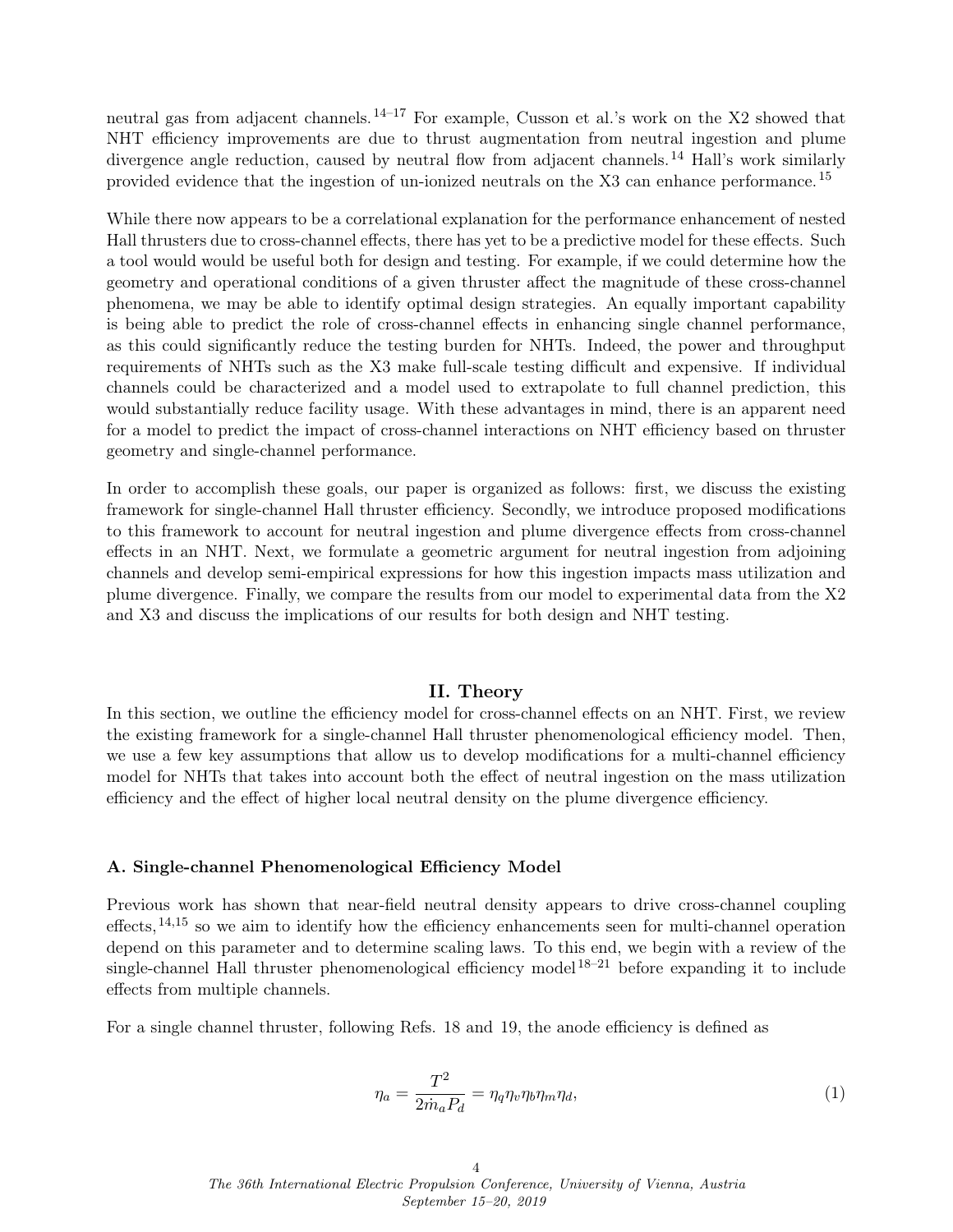neutral gas from adjacent channels.[14–17] For example, Cusson et al.'s work on the X2 showed that NHT efficiency improvements are due to thrust augmentation from neutral ingestion and plume divergence angle reduction, caused by neutral flow from adjacent channels.[14] Hall's work similarly provided evidence that the ingestion of un-ionized neutrals on the X3 can enhance performance.[15]

While there now appears to be a correlational explanation for the performance enhancement of nested Hall thrusters due to cross-channel effects, there has yet to be a predictive model for these effects. Such a tool would would be useful both for design and testing. For example, if we could determine how the geometry and operational conditions of a given thruster affect the magnitude of these cross-channel phenomena, we may be able to identify optimal design strategies. An equally important capability is being able to predict the role of cross-channel effects in enhancing single channel performance, as this could significantly reduce the testing burden for NHTs. Indeed, the power and throughput requirements of NHTs such as the X3 make full-scale testing difficult and expensive. If individual channels could be characterized and a model used to extrapolate to full channel prediction, this would substantially reduce facility usage. With these advantages in mind, there is an apparent need for a model to predict the impact of cross-channel interactions on NHT efficiency based on thruster geometry and single-channel performance.

In order to accomplish these goals, our paper is organized as follows: first, we discuss the existing framework for single-channel Hall thruster efficiency. Secondly, we introduce proposed modifications to this framework to account for neutral ingestion and plume divergence effects from cross-channel effects in an NHT. Next, we formulate a geometric argument for neutral ingestion from adjoining channels and develop semi-empirical expressions for how this ingestion impacts mass utilization and plume divergence. Finally, we compare the results from our model to experimental data from the X2 and X3 and discuss the implications of our results for both design and NHT testing.

## II. Theory

In this section, we outline the efficiency model for cross-channel effects on an NHT. First, we review the existing framework for a single-channel Hall thruster phenomenological efficiency model. Then, we use a few key assumptions that allow us to develop modifications for a multi-channel efficiency model for NHTs that takes into account both the effect of neutral ingestion on the mass utilization efficiency and the effect of higher local neutral density on the plume divergence efficiency.

### A. Single-channel Phenomenological Efficiency Model

Previous work has shown that near-field neutral density appears to drive cross-channel coupling effects,[14,15] so we aim to identify how the efficiency enhancements seen for multi-channel operation depend on this parameter and to determine scaling laws. To this end, we begin with a review of the single-channel Hall thruster phenomenological efficiency model[18–21] before expanding it to include effects from multiple channels.

For a single channel thruster, following Refs. 18 and 19, the anode efficiency is defined as

$$\eta_a = \frac{T^2}{2\dot{m}_a P_d} = \eta_q \eta_v \eta_b \eta_m \eta_d, \tag{1}$$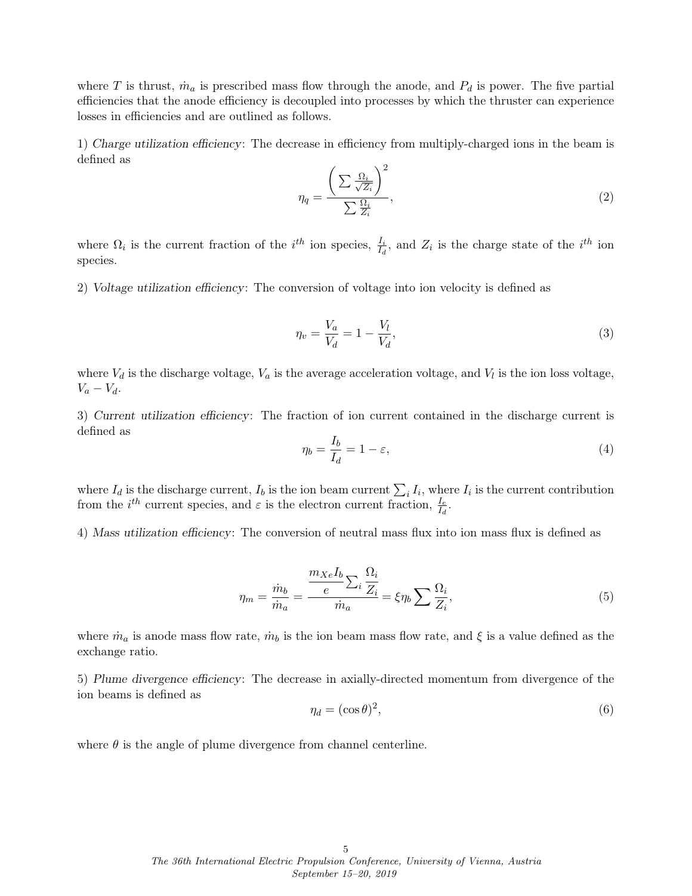where $T$ is thrust, $\dot{m}_a$ is prescribed mass flow through the anode, and $P_d$ is power. The five partial efficiencies that the anode efficiency is decoupled into processes by which the thruster can experience losses in efficiencies and are outlined as follows.

1) *Charge utilization efficiency*: The decrease in efficiency from multiply-charged ions in the beam is defined as

$$\eta_q = \frac{\left(\sum \frac{\Omega_i}{\sqrt{Z_i}}\right)^2}{\sum \frac{\Omega_i}{Z_i}}, \tag{2}$$

where $\Omega_i$ is the current fraction of the $i^{th}$ ion species, $\frac{I_i}{I_d}$, and $Z_i$ is the charge state of the $i^{th}$ ion species.

2) *Voltage utilization efficiency*: The conversion of voltage into ion velocity is defined as

$$\eta_v = \frac{V_a}{V_d} = 1 - \frac{V_l}{V_d}, \tag{3}$$

where $V_d$ is the discharge voltage, $V_a$ is the average acceleration voltage, and $V_l$ is the ion loss voltage, $V_a - V_d$.

3) *Current utilization efficiency*: The fraction of ion current contained in the discharge current is defined as

$$\eta_b = \frac{I_b}{I_d} = 1 - \varepsilon, \tag{4}$$

where $I_d$ is the discharge current, $I_b$ is the ion beam current $\sum_i I_i$, where $I_i$ is the current contribution from the $i^{th}$ current species, and $\varepsilon$ is the electron current fraction, $\frac{I_e}{I_d}$.

4) *Mass utilization efficiency*: The conversion of neutral mass flux into ion mass flux is defined as

$$\eta_m = \frac{\dot{m}_b}{\dot{m}_a} = \frac{\frac{m_{Xe} I_b}{e} \sum_i \frac{\Omega_i}{Z_i}}{\dot{m}_a} = \xi \eta_b \sum \frac{\Omega_i}{Z_i}, \tag{5}$$

where $\dot{m}_a$ is anode mass flow rate, $\dot{m}_b$ is the ion beam mass flow rate, and $\xi$ is a value defined as the exchange ratio.

5) *Plume divergence efficiency*: The decrease in axially-directed momentum from divergence of the ion beams is defined as

$$\eta_d = (\cos\theta)^2, \tag{6}$$

where $\theta$ is the angle of plume divergence from channel centerline.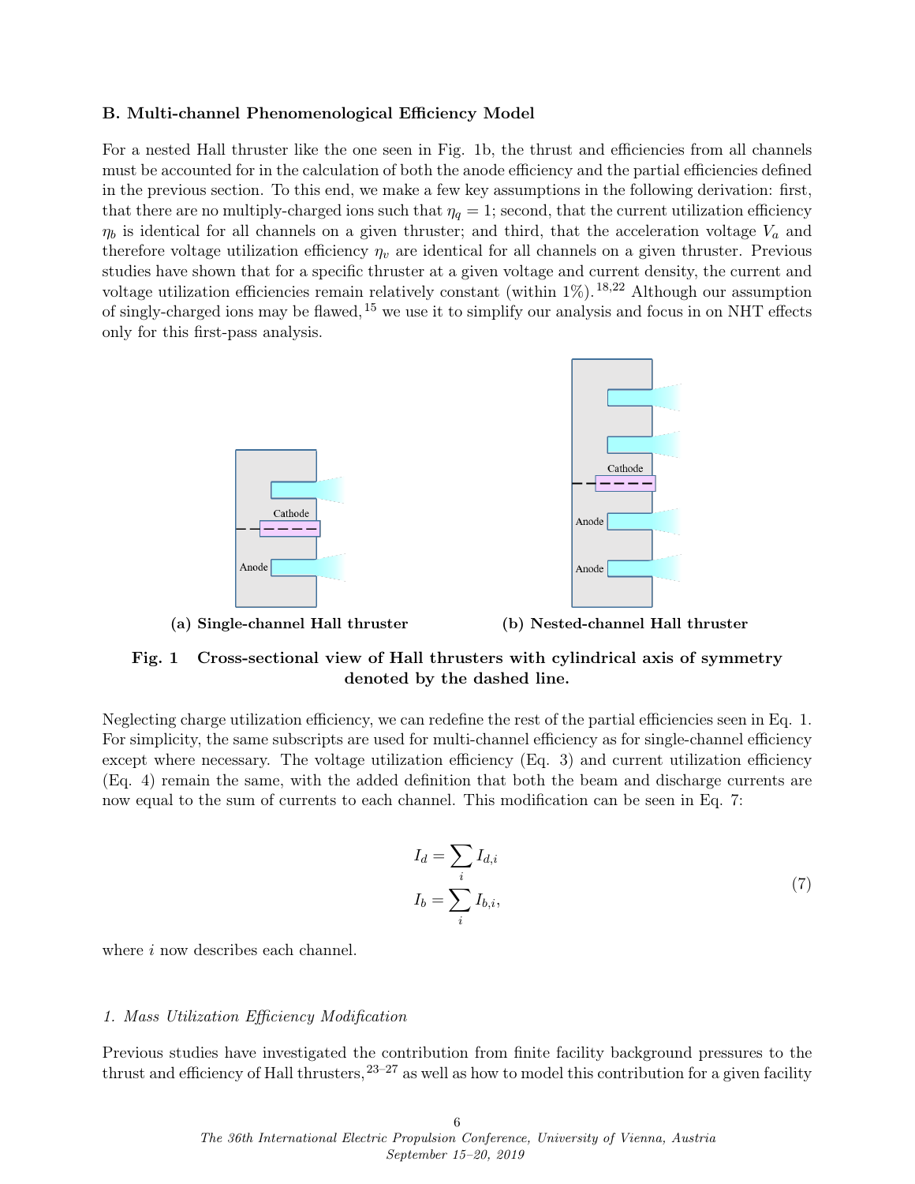### B. Multi-channel Phenomenological Efficiency Model

For a nested Hall thruster like the one seen in Fig. 1b, the thrust and efficiencies from all channels must be accounted for in the calculation of both the anode efficiency and the partial efficiencies defined in the previous section. To this end, we make a few key assumptions in the following derivation: first, that there are no multiply-charged ions such that $\eta_q = 1$; second, that the current utilization efficiency $\eta_b$ is identical for all channels on a given thruster; and third, that the acceleration voltage $V_a$ and therefore voltage utilization efficiency $\eta_v$ are identical for all channels on a given thruster. Previous studies have shown that for a specific thruster at a given voltage and current density, the current and voltage utilization efficiencies remain relatively constant (within 1%).[18,22] Although our assumption of singly-charged ions may be flawed,[15] we use it to simplify our analysis and focus in on NHT effects only for this first-pass analysis.

(a) **Single-channel Hall thruster**

(b) **Nested-channel Hall thruster**

**Fig. 1 Cross-sectional view of Hall thrusters with cylindrical axis of symmetry denoted by the dashed line.**

Neglecting charge utilization efficiency, we can redefine the rest of the partial efficiencies seen in Eq. 1. For simplicity, the same subscripts are used for multi-channel efficiency as for single-channel efficiency except where necessary. The voltage utilization efficiency (Eq. 3) and current utilization efficiency (Eq. 4) remain the same, with the added definition that both the beam and discharge currents are now equal to the sum of currents to each channel. This modification can be seen in Eq. 7:

$$
\begin{aligned}
I_d &= \sum_i I_{d,i} \\
I_b &= \sum_i I_{b,i},
\end{aligned}
\tag{7}
$$

where $i$ now describes each channel.

#### *1. Mass Utilization Efficiency Modification*

Previous studies have investigated the contribution from finite facility background pressures to the thrust and efficiency of Hall thrusters,[23–27] as well as how to model this contribution for a given facility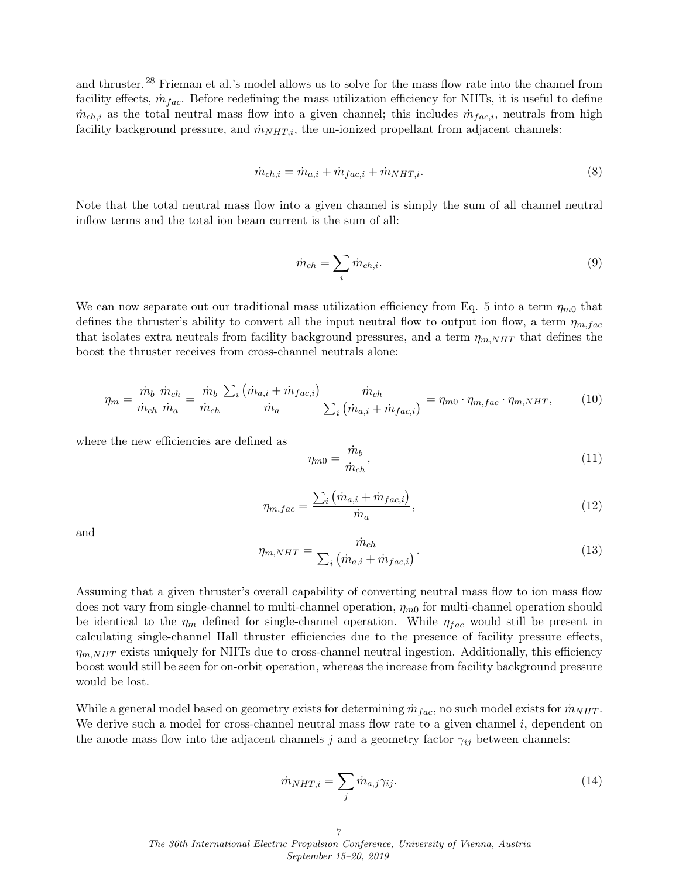and thruster.[28] Frieman et al.'s model allows us to solve for the mass flow rate into the channel from facility effects, $\dot{m}_{fac}$. Before redefining the mass utilization efficiency for NHTs, it is useful to define $\dot{m}_{ch,i}$ as the total neutral mass flow into a given channel; this includes $\dot{m}_{fac,i}$, neutrals from high facility background pressure, and $\dot{m}_{NHT,i}$, the un-ionized propellant from adjacent channels:

$$\dot{m}_{ch,i} = \dot{m}_{a,i} + \dot{m}_{fac,i} + \dot{m}_{NHT,i}. \tag{8}$$

Note that the total neutral mass flow into a given channel is simply the sum of all channel neutral inflow terms and the total ion beam current is the sum of all:

$$\dot{m}_{ch} = \sum_i \dot{m}_{ch,i}. \tag{9}$$

We can now separate out our traditional mass utilization efficiency from Eq. 5 into a term $\eta_{m0}$ that defines the thruster's ability to convert all the input neutral flow to output ion flow, a term $\eta_{m,fac}$ that isolates extra neutrals from facility background pressures, and a term $\eta_{m,NHT}$ that defines the boost the thruster receives from cross-channel neutrals alone:

$$\eta_m = \frac{\dot{m}_b}{\dot{m}_{ch}} \frac{\dot{m}_{ch}}{\dot{m}_a} = \frac{\dot{m}_b}{\dot{m}_{ch}} \frac{\sum_i \left(\dot{m}_{a,i} + \dot{m}_{fac,i}\right)}{\dot{m}_a} \frac{\dot{m}_{ch}}{\sum_i \left(\dot{m}_{a,i} + \dot{m}_{fac,i}\right)} = \eta_{m0} \cdot \eta_{m,fac} \cdot \eta_{m,NHT}, \tag{10}$$

where the new efficiencies are defined as

$$\eta_{m0} = \frac{\dot{m}_b}{\dot{m}_{ch}}, \tag{11}$$

$$\eta_{m,fac} = \frac{\sum_i \left(\dot{m}_{a,i} + \dot{m}_{fac,i}\right)}{\dot{m}_a}, \tag{12}$$

and

$$\eta_{m,NHT} = \frac{\dot{m}_{ch}}{\sum_i \left(\dot{m}_{a,i} + \dot{m}_{fac,i}\right)}. \tag{13}$$

Assuming that a given thruster's overall capability of converting neutral mass flow to ion mass flow does not vary from single-channel to multi-channel operation, $\eta_{m0}$ for multi-channel operation should be identical to the $\eta_m$ defined for single-channel operation. While $\eta_{fac}$ would still be present in calculating single-channel Hall thruster efficiencies due to the presence of facility pressure effects, $\eta_{m,NHT}$ exists uniquely for NHTs due to cross-channel neutral ingestion. Additionally, this efficiency boost would still be seen for on-orbit operation, whereas the increase from facility background pressure would be lost.

While a general model based on geometry exists for determining $\dot{m}_{fac}$, no such model exists for $\dot{m}_{NHT}$. We derive such a model for cross-channel neutral mass flow rate to a given channel $i$, dependent on the anode mass flow into the adjacent channels $j$ and a geometry factor $\gamma_{ij}$ between channels:

$$\dot{m}_{NHT,i} = \sum_j \dot{m}_{a,j} \gamma_{ij}. \tag{14}$$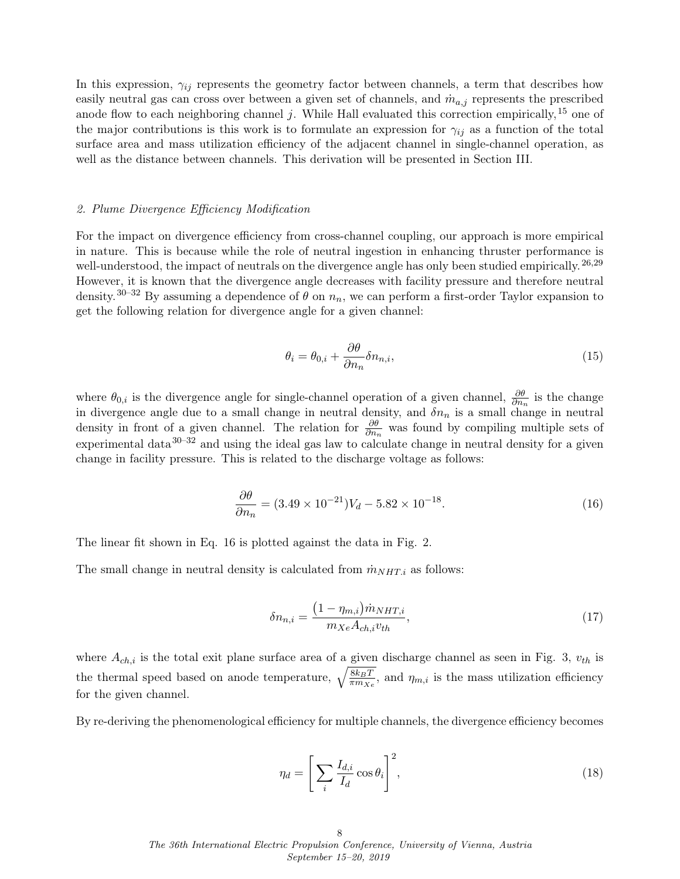In this expression, $\gamma_{ij}$ represents the geometry factor between channels, a term that describes how easily neutral gas can cross over between a given set of channels, and $\dot{m}_{a,j}$ represents the prescribed anode flow to each neighboring channel $j$. While Hall evaluated this correction empirically,[15] one of the major contributions is this work is to formulate an expression for $\gamma_{ij}$ as a function of the total surface area and mass utilization efficiency of the adjacent channel in single-channel operation, as well as the distance between channels. This derivation will be presented in Section III.

#### *2. Plume Divergence Efficiency Modification*

For the impact on divergence efficiency from cross-channel coupling, our approach is more empirical in nature. This is because while the role of neutral ingestion in enhancing thruster performance is well-understood, the impact of neutrals on the divergence angle has only been studied empirically.[26,29] However, it is known that the divergence angle decreases with facility pressure and therefore neutral density.[30–32] By assuming a dependence of $\theta$ on $n_n$, we can perform a first-order Taylor expansion to get the following relation for divergence angle for a given channel:

$$\theta_i = \theta_{0,i} + \frac{\partial \theta}{\partial n_n} \delta n_{n,i}, \tag{15}$$

where $\theta_{0,i}$ is the divergence angle for single-channel operation of a given channel, $\frac{\partial \theta}{\partial n_n}$ is the change in divergence angle due to a small change in neutral density, and $\delta n_n$ is a small change in neutral density in front of a given channel. The relation for $\frac{\partial \theta}{\partial n_n}$ was found by compiling multiple sets of experimental data[30–32] and using the ideal gas law to calculate change in neutral density for a given change in facility pressure. This is related to the discharge voltage as follows:

$$\frac{\partial \theta}{\partial n_n} = (3.49 \times 10^{-21}) V_d - 5.82 \times 10^{-18}. \tag{16}$$

The linear fit shown in Eq. 16 is plotted against the data in Fig. 2.

The small change in neutral density is calculated from $\dot{m}_{NHT,i}$ as follows:

$$\delta n_{n,i} = \frac{(1 - \eta_{m,i}) \dot{m}_{NHT,i}}{m_{Xe} A_{ch,i} v_{th}}, \tag{17}$$

where $A_{ch,i}$ is the total exit plane surface area of a given discharge channel as seen in Fig. 3, $v_{th}$ is the thermal speed based on anode temperature, $\sqrt{\frac{8 k_B T}{\pi m_{Xe}}}$, and $\eta_{m,i}$ is the mass utilization efficiency for the given channel.

By re-deriving the phenomenological efficiency for multiple channels, the divergence efficiency becomes

$$\eta_d = \left[ \sum_i \frac{I_{d,i}}{I_d} \cos \theta_i \right]^2, \tag{18}$$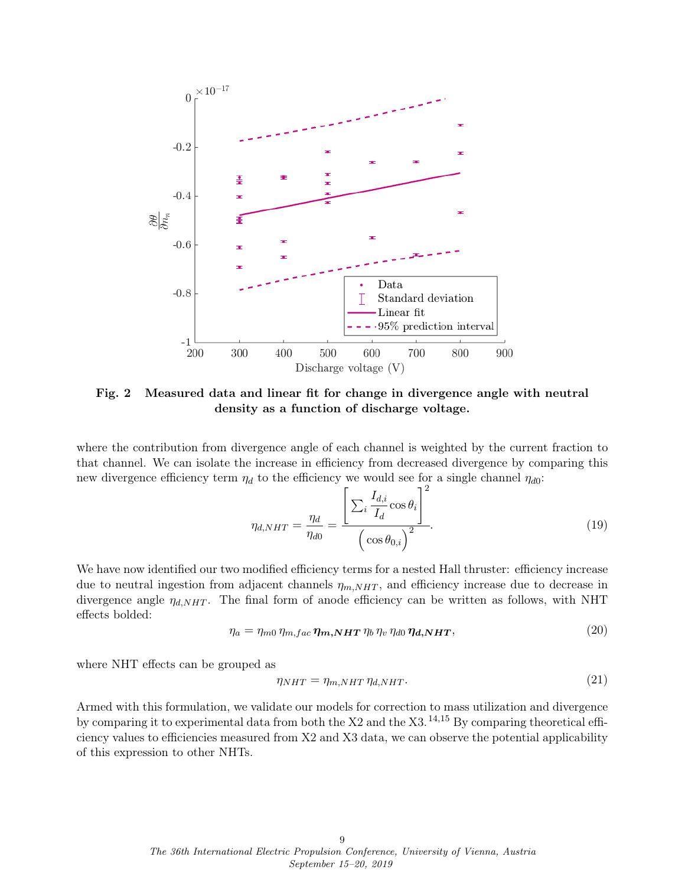**Fig. 2 Measured data and linear fit for change in divergence angle with neutral density as a function of discharge voltage.**

where the contribution from divergence angle of each channel is weighted by the current fraction to that channel. We can isolate the increase in efficiency from decreased divergence by comparing this new divergence efficiency term $\eta_d$ to the efficiency we would see for a single channel $\eta_{d0}$:

$$\eta_{d,NHT} = \frac{\eta_d}{\eta_{d0}} = \frac{\left[\sum_i \frac{I_{d,i}}{I_d} \cos\theta_i\right]^2}{\left(\cos\theta_{0,i}\right)^2}. \tag{19}$$

We have now identified our two modified efficiency terms for a nested Hall thruster: efficiency increase due to neutral ingestion from adjacent channels $\eta_{m,NHT}$, and efficiency increase due to decrease in divergence angle $\eta_{d,NHT}$. The final form of anode efficiency can be written as follows, with NHT effects bolded:

$$\eta_a = \eta_{m0}\, \eta_{m,fac}\, \boldsymbol{\eta_{m,NHT}}\, \eta_b\, \eta_v\, \eta_{d0}\, \boldsymbol{\eta_{d,NHT}}, \tag{20}$$

where NHT effects can be grouped as

$$\eta_{NHT} = \eta_{m,NHT}\, \eta_{d,NHT}. \tag{21}$$

Armed with this formulation, we validate our models for correction to mass utilization and divergence by comparing it to experimental data from both the X2 and the X3.[14,15] By comparing theoretical efficiency values to efficiencies measured from X2 and X3 data, we can observe the potential applicability of this expression to other NHTs.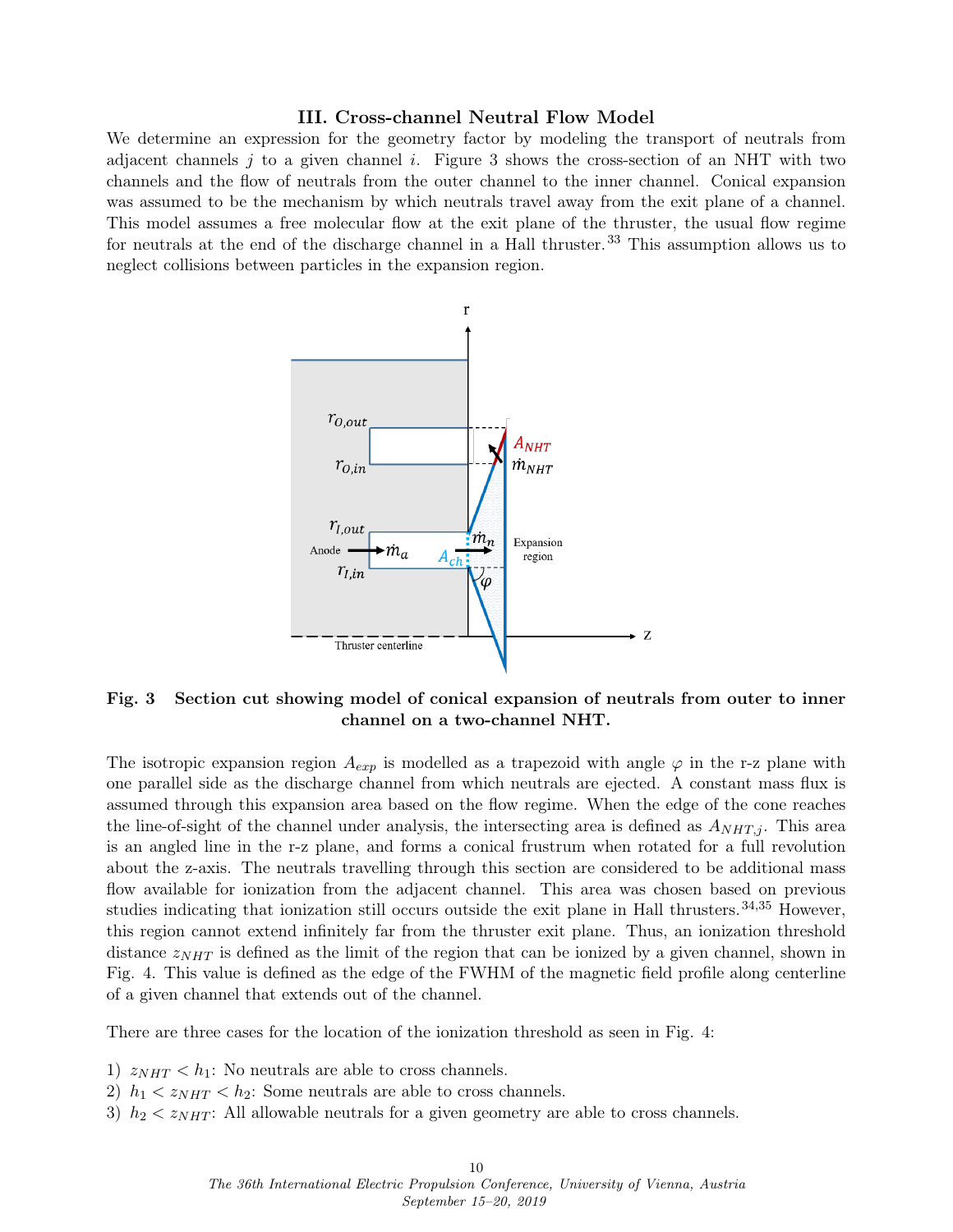## III. Cross-channel Neutral Flow Model

We determine an expression for the geometry factor by modeling the transport of neutrals from adjacent channels $j$ to a given channel $i$. Figure 3 shows the cross-section of an NHT with two channels and the flow of neutrals from the outer channel to the inner channel. Conical expansion was assumed to be the mechanism by which neutrals travel away from the exit plane of a channel. This model assumes a free molecular flow at the exit plane of the thruster, the usual flow regime for neutrals at the end of the discharge channel in a Hall thruster.[33] This assumption allows us to neglect collisions between particles in the expansion region.

**Fig. 3 Section cut showing model of conical expansion of neutrals from outer to inner channel on a two-channel NHT.**

The isotropic expansion region $A_{exp}$ is modelled as a trapezoid with angle $\varphi$ in the r-z plane with one parallel side as the discharge channel from which neutrals are ejected. A constant mass flux is assumed through this expansion area based on the flow regime. When the edge of the cone reaches the line-of-sight of the channel under analysis, the intersecting area is defined as $A_{NHT,j}$. This area is an angled line in the r-z plane, and forms a conical frustrum when rotated for a full revolution about the z-axis. The neutrals travelling through this section are considered to be additional mass flow available for ionization from the adjacent channel. This area was chosen based on previous studies indicating that ionization still occurs outside the exit plane in Hall thrusters.[34,35] However, this region cannot extend infinitely far from the thruster exit plane. Thus, an ionization threshold distance $z_{NHT}$ is defined as the limit of the region that can be ionized by a given channel, shown in Fig. 4. This value is defined as the edge of the FWHM of the magnetic field profile along centerline of a given channel that extends out of the channel.

There are three cases for the location of the ionization threshold as seen in Fig. 4:

1) $z_{NHT} < h_1$: No neutrals are able to cross channels.
2) $h_1 < z_{NHT} < h_2$: Some neutrals are able to cross channels.
3) $h_2 < z_{NHT}$: All allowable neutrals for a given geometry are able to cross channels.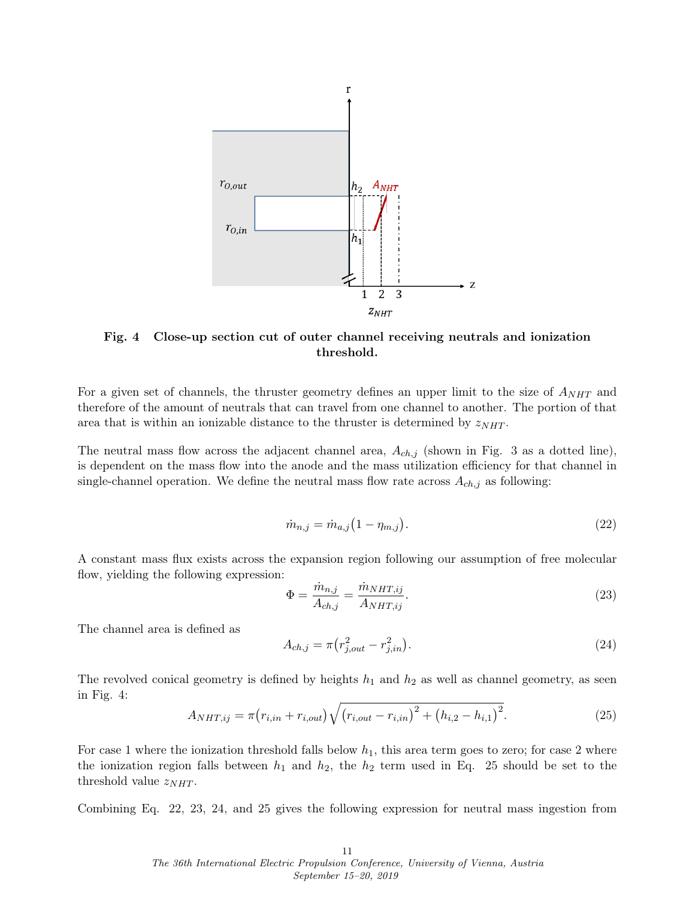**Fig. 4 Close-up section cut of outer channel receiving neutrals and ionization threshold.**

For a given set of channels, the thruster geometry defines an upper limit to the size of $A_{NHT}$ and therefore of the amount of neutrals that can travel from one channel to another. The portion of that area that is within an ionizable distance to the thruster is determined by $z_{NHT}$.

The neutral mass flow across the adjacent channel area, $A_{ch,j}$ (shown in Fig. 3 as a dotted line), is dependent on the mass flow into the anode and the mass utilization efficiency for that channel in single-channel operation. We define the neutral mass flow rate across $A_{ch,j}$ as following:

$$\dot{m}_{n,j} = \dot{m}_{a,j}\big(1 - \eta_{m,j}\big). \tag{22}$$

A constant mass flux exists across the expansion region following our assumption of free molecular flow, yielding the following expression:

$$\Phi = \frac{\dot{m}_{n,j}}{A_{ch,j}} = \frac{\dot{m}_{NHT,ij}}{A_{NHT,ij}}. \tag{23}$$

The channel area is defined as

$$A_{ch,j} = \pi\big(r_{j,out}^2 - r_{j,in}^2\big). \tag{24}$$

The revolved conical geometry is defined by heights $h_1$ and $h_2$ as well as channel geometry, as seen in Fig. 4:

$$A_{NHT,ij} = \pi\big(r_{i,in} + r_{i,out}\big)\sqrt{\big(r_{i,out} - r_{i,in}\big)^2 + \big(h_{i,2} - h_{i,1}\big)^2}. \tag{25}$$

For case 1 where the ionization threshold falls below $h_1$, this area term goes to zero; for case 2 where the ionization region falls between $h_1$ and $h_2$, the $h_2$ term used in Eq. 25 should be set to the threshold value $z_{NHT}$.

Combining Eq. 22, 23, 24, and 25 gives the following expression for neutral mass ingestion from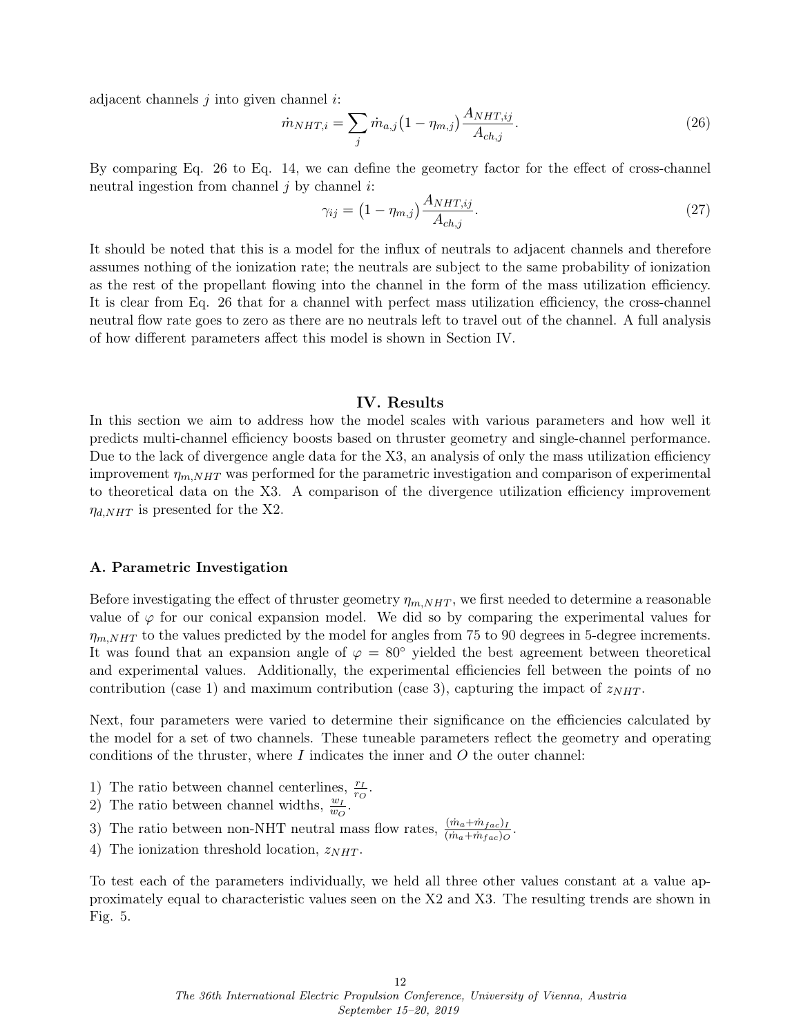adjacent channels $j$ into given channel $i$:

$$\dot{m}_{NHT,i} = \sum_{j} \dot{m}_{a,j} \left(1 - \eta_{m,j}\right) \frac{A_{NHT,ij}}{A_{ch,j}}. \tag{26}$$

By comparing Eq. 26 to Eq. 14, we can define the geometry factor for the effect of cross-channel neutral ingestion from channel $j$ by channel $i$:

$$\gamma_{ij} = \left(1 - \eta_{m,j}\right) \frac{A_{NHT,ij}}{A_{ch,j}}. \tag{27}$$

It should be noted that this is a model for the influx of neutrals to adjacent channels and therefore assumes nothing of the ionization rate; the neutrals are subject to the same probability of ionization as the rest of the propellant flowing into the channel in the form of the mass utilization efficiency. It is clear from Eq. 26 that for a channel with perfect mass utilization efficiency, the cross-channel neutral flow rate goes to zero as there are no neutrals left to travel out of the channel. A full analysis of how different parameters affect this model is shown in Section IV.

## IV. Results

In this section we aim to address how the model scales with various parameters and how well it predicts multi-channel efficiency boosts based on thruster geometry and single-channel performance. Due to the lack of divergence angle data for the X3, an analysis of only the mass utilization efficiency improvement $\eta_{m,NHT}$ was performed for the parametric investigation and comparison of experimental to theoretical data on the X3. A comparison of the divergence utilization efficiency improvement $\eta_{d,NHT}$ is presented for the X2.

### A. Parametric Investigation

Before investigating the effect of thruster geometry $\eta_{m,NHT}$, we first needed to determine a reasonable value of $\varphi$ for our conical expansion model. We did so by comparing the experimental values for $\eta_{m,NHT}$ to the values predicted by the model for angles from 75 to 90 degrees in 5-degree increments. It was found that an expansion angle of $\varphi = 80^{\circ}$ yielded the best agreement between theoretical and experimental values. Additionally, the experimental efficiencies fell between the points of no contribution (case 1) and maximum contribution (case 3), capturing the impact of $z_{NHT}$.

Next, four parameters were varied to determine their significance on the efficiencies calculated by the model for a set of two channels. These tuneable parameters reflect the geometry and operating conditions of the thruster, where $I$ indicates the inner and $O$ the outer channel:

1) The ratio between channel centerlines, $\frac{r_I}{r_O}$.
2) The ratio between channel widths, $\frac{w_I}{w_O}$.
3) The ratio between non-NHT neutral mass flow rates, $\frac{(\dot{m}_a + \dot{m}_{fac})_I}{(\dot{m}_a + \dot{m}_{fac})_O}$.
4) The ionization threshold location, $z_{NHT}$.

To test each of the parameters individually, we held all three other values constant at a value approximately equal to characteristic values seen on the X2 and X3. The resulting trends are shown in Fig. 5.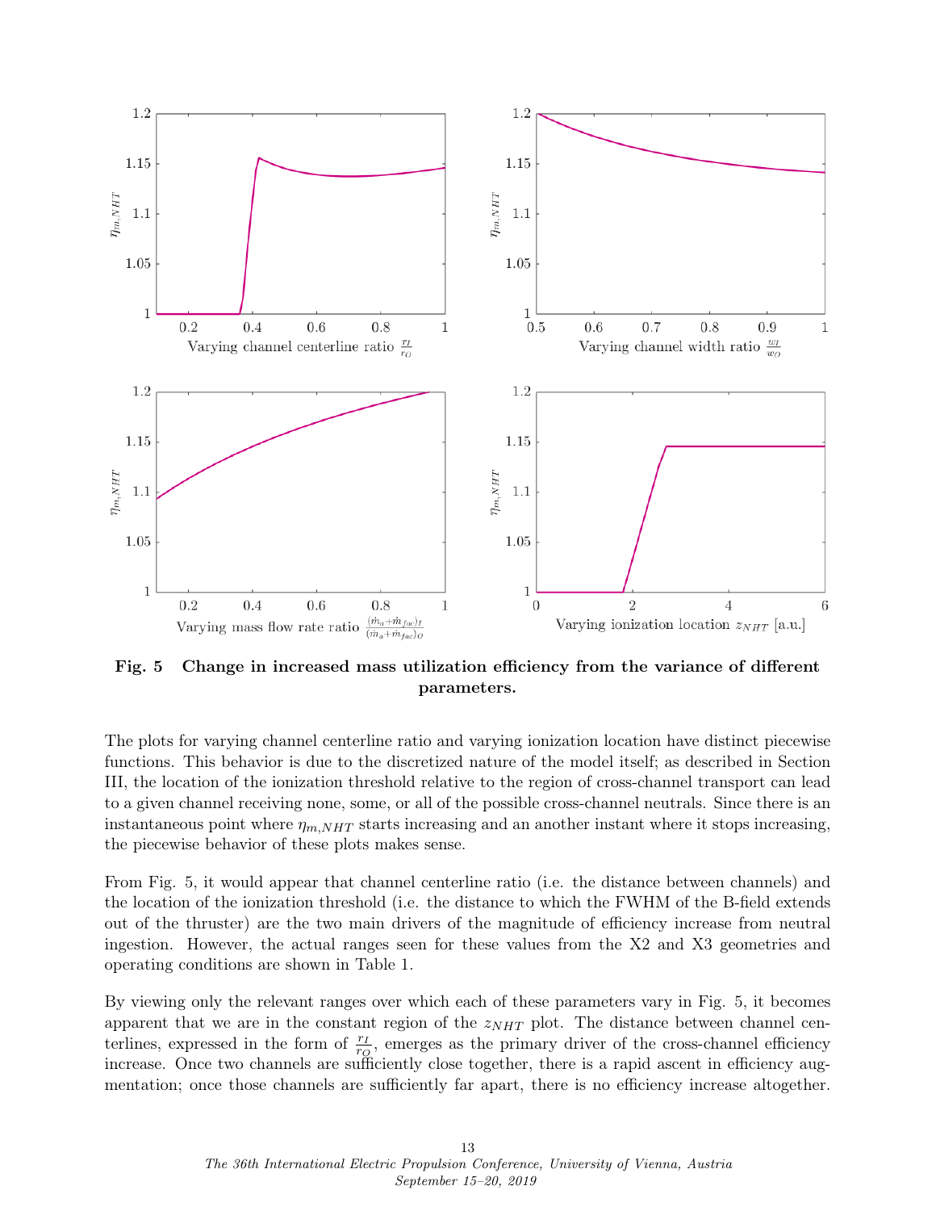Fig. 5 Change in increased mass utilization efficiency from the variance of different parameters.

The plots for varying channel centerline ratio and varying ionization location have distinct piecewise functions. This behavior is due to the discretized nature of the model itself; as described in Section III, the location of the ionization threshold relative to the region of cross-channel transport can lead to a given channel receiving none, some, or all of the possible cross-channel neutrals. Since there is an instantaneous point where $\eta_{m,NHT}$ starts increasing and an another instant where it stops increasing, the piecewise behavior of these plots makes sense.

From Fig. 5, it would appear that channel centerline ratio (i.e. the distance between channels) and the location of the ionization threshold (i.e. the distance to which the FWHM of the B-field extends out of the thruster) are the two main drivers of the magnitude of efficiency increase from neutral ingestion. However, the actual ranges seen for these values from the X2 and X3 geometries and operating conditions are shown in Table 1.

By viewing only the relevant ranges over which each of these parameters vary in Fig. 5, it becomes apparent that we are in the constant region of the $z_{NHT}$ plot. The distance between channel centerlines, expressed in the form of $\frac{r_I}{r_O}$, emerges as the primary driver of the cross-channel efficiency increase. Once two channels are sufficiently close together, there is a rapid ascent in efficiency augmentation; once those channels are sufficiently far apart, there is no efficiency increase altogether.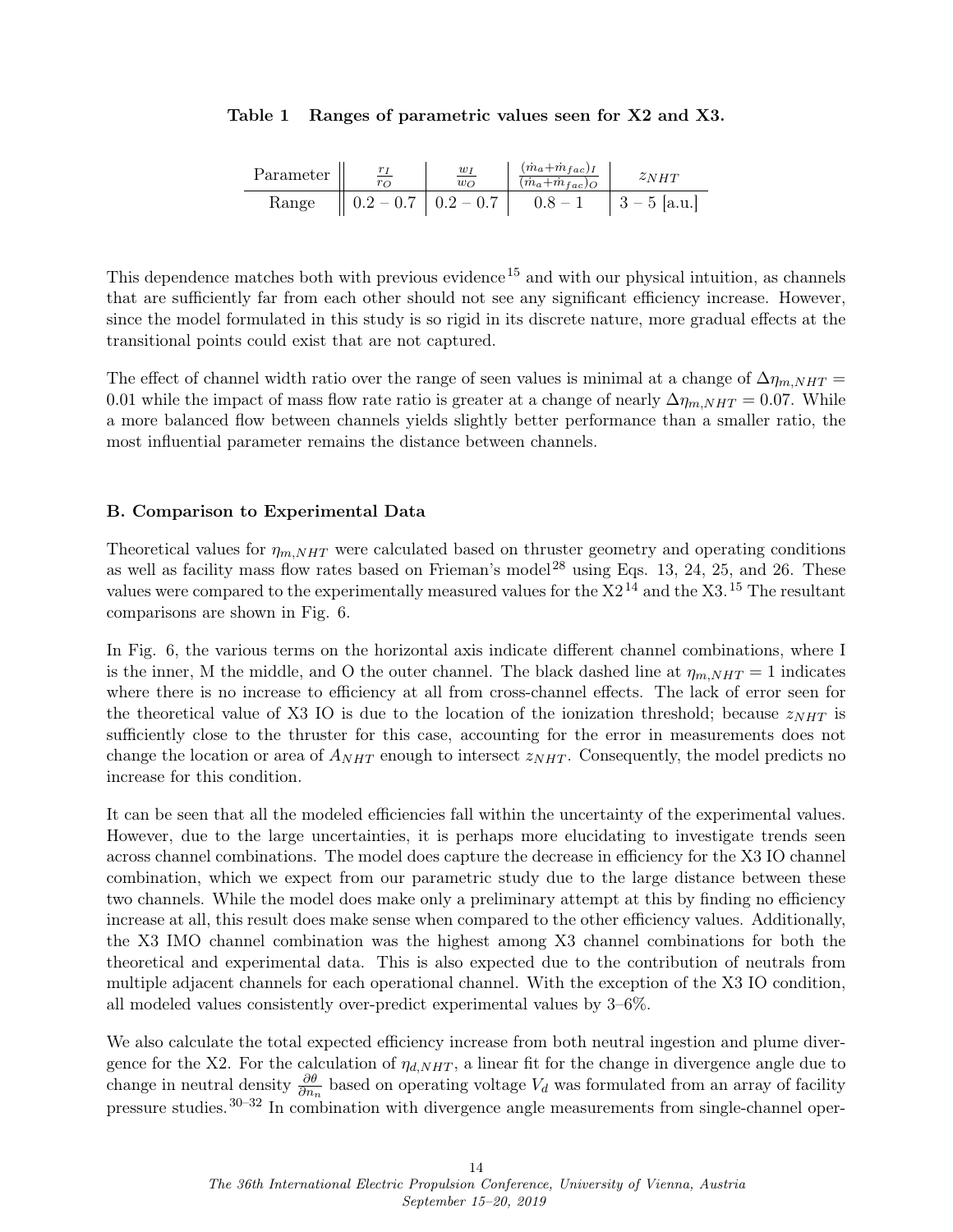**Table 1 Ranges of parametric values seen for X2 and X3.**

| Parameter | $\frac{r_I}{r_O}$ | $\frac{w_I}{w_O}$ | $\frac{(\dot{m}_a+\dot{m}_{fac})_I}{(\dot{m}_a+\dot{m}_{fac})_O}$ | $z_{NHT}$ |
|---|---|---|---|---|
| Range | $0.2-0.7$ | $0.2-0.7$ | $0.8-1$ | $3-5$ [a.u.] |

This dependence matches both with previous evidence[15] and with our physical intuition, as channels that are sufficiently far from each other should not see any significant efficiency increase. However, since the model formulated in this study is so rigid in its discrete nature, more gradual effects at the transitional points could exist that are not captured.

The effect of channel width ratio over the range of seen values is minimal at a change of $\Delta\eta_{m,NHT} = 0.01$ while the impact of mass flow rate ratio is greater at a change of nearly $\Delta\eta_{m,NHT} = 0.07$. While a more balanced flow between channels yields slightly better performance than a smaller ratio, the most influential parameter remains the distance between channels.

## B. Comparison to Experimental Data

Theoretical values for $\eta_{m,NHT}$ were calculated based on thruster geometry and operating conditions as well as facility mass flow rates based on Frieman's model[28] using Eqs. 13, 24, 25, and 26. These values were compared to the experimentally measured values for the X2[14] and the X3.[15] The resultant comparisons are shown in Fig. 6.

In Fig. 6, the various terms on the horizontal axis indicate different channel combinations, where I is the inner, M the middle, and O the outer channel. The black dashed line at $\eta_{m,NHT} = 1$ indicates where there is no increase to efficiency at all from cross-channel effects. The lack of error seen for the theoretical value of X3 IO is due to the location of the ionization threshold; because $z_{NHT}$ is sufficiently close to the thruster for this case, accounting for the error in measurements does not change the location or area of $A_{NHT}$ enough to intersect $z_{NHT}$. Consequently, the model predicts no increase for this condition.

It can be seen that all the modeled efficiencies fall within the uncertainty of the experimental values. However, due to the large uncertainties, it is perhaps more elucidating to investigate trends seen across channel combinations. The model does capture the decrease in efficiency for the X3 IO channel combination, which we expect from our parametric study due to the large distance between these two channels. While the model does make only a preliminary attempt at this by finding no efficiency increase at all, this result does make sense when compared to the other efficiency values. Additionally, the X3 IMO channel combination was the highest among X3 channel combinations for both the theoretical and experimental data. This is also expected due to the contribution of neutrals from multiple adjacent channels for each operational channel. With the exception of the X3 IO condition, all modeled values consistently over-predict experimental values by 3–6%.

We also calculate the total expected efficiency increase from both neutral ingestion and plume divergence for the X2. For the calculation of $\eta_{d,NHT}$, a linear fit for the change in divergence angle due to change in neutral density $\frac{\partial\theta}{\partial n_n}$ based on operating voltage $V_d$ was formulated from an array of facility pressure studies.[30–32] In combination with divergence angle measurements from single-channel oper-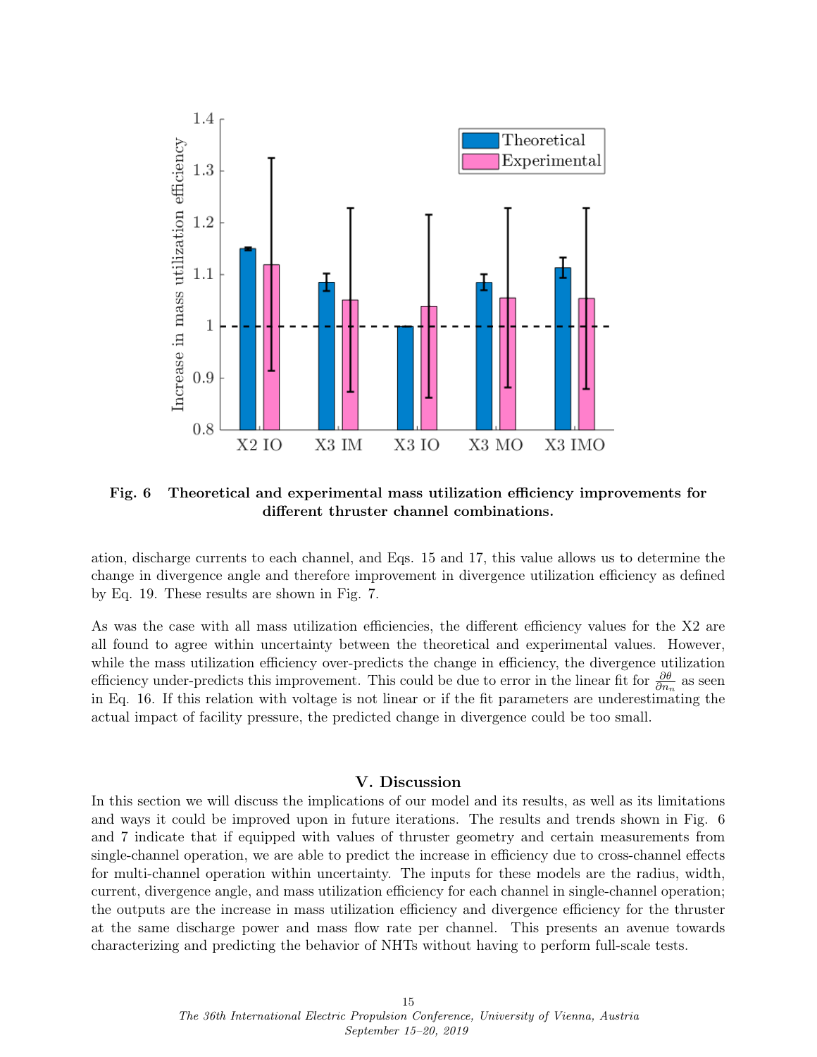Fig. 6 **Theoretical and experimental mass utilization efficiency improvements for different thruster channel combinations.**

ation, discharge currents to each channel, and Eqs. 15 and 17, this value allows us to determine the change in divergence angle and therefore improvement in divergence utilization efficiency as defined by Eq. 19. These results are shown in Fig. 7.

As was the case with all mass utilization efficiencies, the different efficiency values for the X2 are all found to agree within uncertainty between the theoretical and experimental values. However, while the mass utilization efficiency over-predicts the change in efficiency, the divergence utilization efficiency under-predicts this improvement. This could be due to error in the linear fit for $\frac{\partial \theta}{\partial n_n}$ as seen in Eq. 16. If this relation with voltage is not linear or if the fit parameters are underestimating the actual impact of facility pressure, the predicted change in divergence could be too small.

## V. Discussion

In this section we will discuss the implications of our model and its results, as well as its limitations and ways it could be improved upon in future iterations. The results and trends shown in Fig. 6 and 7 indicate that if equipped with values of thruster geometry and certain measurements from single-channel operation, we are able to predict the increase in efficiency due to cross-channel effects for multi-channel operation within uncertainty. The inputs for these models are the radius, width, current, divergence angle, and mass utilization efficiency for each channel in single-channel operation; the outputs are the increase in mass utilization efficiency and divergence efficiency for the thruster at the same discharge power and mass flow rate per channel. This presents an avenue towards characterizing and predicting the behavior of NHTs without having to perform full-scale tests.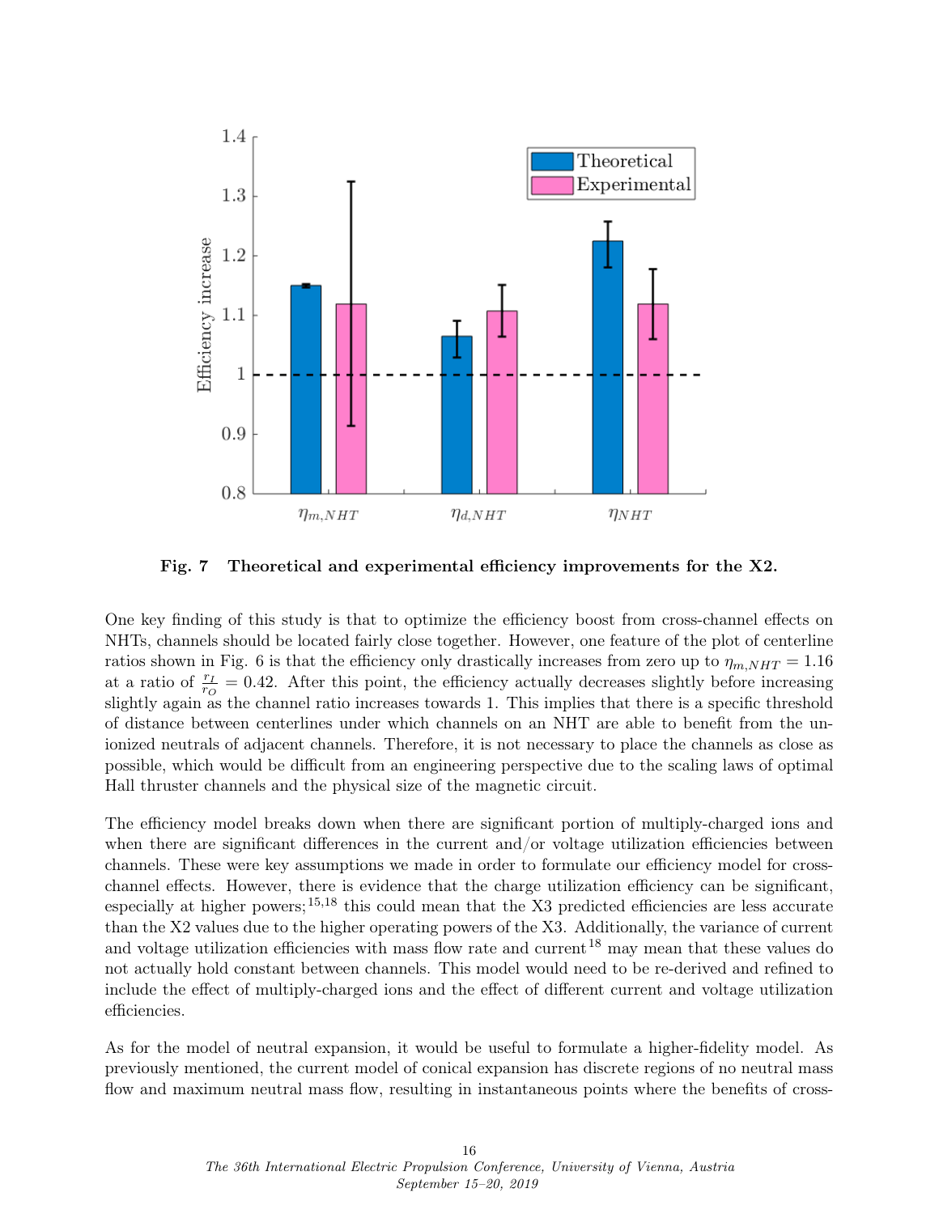**Fig. 7 Theoretical and experimental efficiency improvements for the X2.**

One key finding of this study is that to optimize the efficiency boost from cross-channel effects on NHTs, channels should be located fairly close together. However, one feature of the plot of centerline ratios shown in Fig. 6 is that the efficiency only drastically increases from zero up to $\eta_{m,NHT} = 1.16$ at a ratio of $\frac{r_I}{r_O} = 0.42$. After this point, the efficiency actually decreases slightly before increasing slightly again as the channel ratio increases towards 1. This implies that there is a specific threshold of distance between centerlines under which channels on an NHT are able to benefit from the un-ionized neutrals of adjacent channels. Therefore, it is not necessary to place the channels as close as possible, which would be difficult from an engineering perspective due to the scaling laws of optimal Hall thruster channels and the physical size of the magnetic circuit.

The efficiency model breaks down when there are significant portion of multiply-charged ions and when there are significant differences in the current and/or voltage utilization efficiencies between channels. These were key assumptions we made in order to formulate our efficiency model for cross-channel effects. However, there is evidence that the charge utilization efficiency can be significant, especially at higher powers;[15,18] this could mean that the X3 predicted efficiencies are less accurate than the X2 values due to the higher operating powers of the X3. Additionally, the variance of current and voltage utilization efficiencies with mass flow rate and current[18] may mean that these values do not actually hold constant between channels. This model would need to be re-derived and refined to include the effect of multiply-charged ions and the effect of different current and voltage utilization efficiencies.

As for the model of neutral expansion, it would be useful to formulate a higher-fidelity model. As previously mentioned, the current model of conical expansion has discrete regions of no neutral mass flow and maximum neutral mass flow, resulting in instantaneous points where the benefits of cross-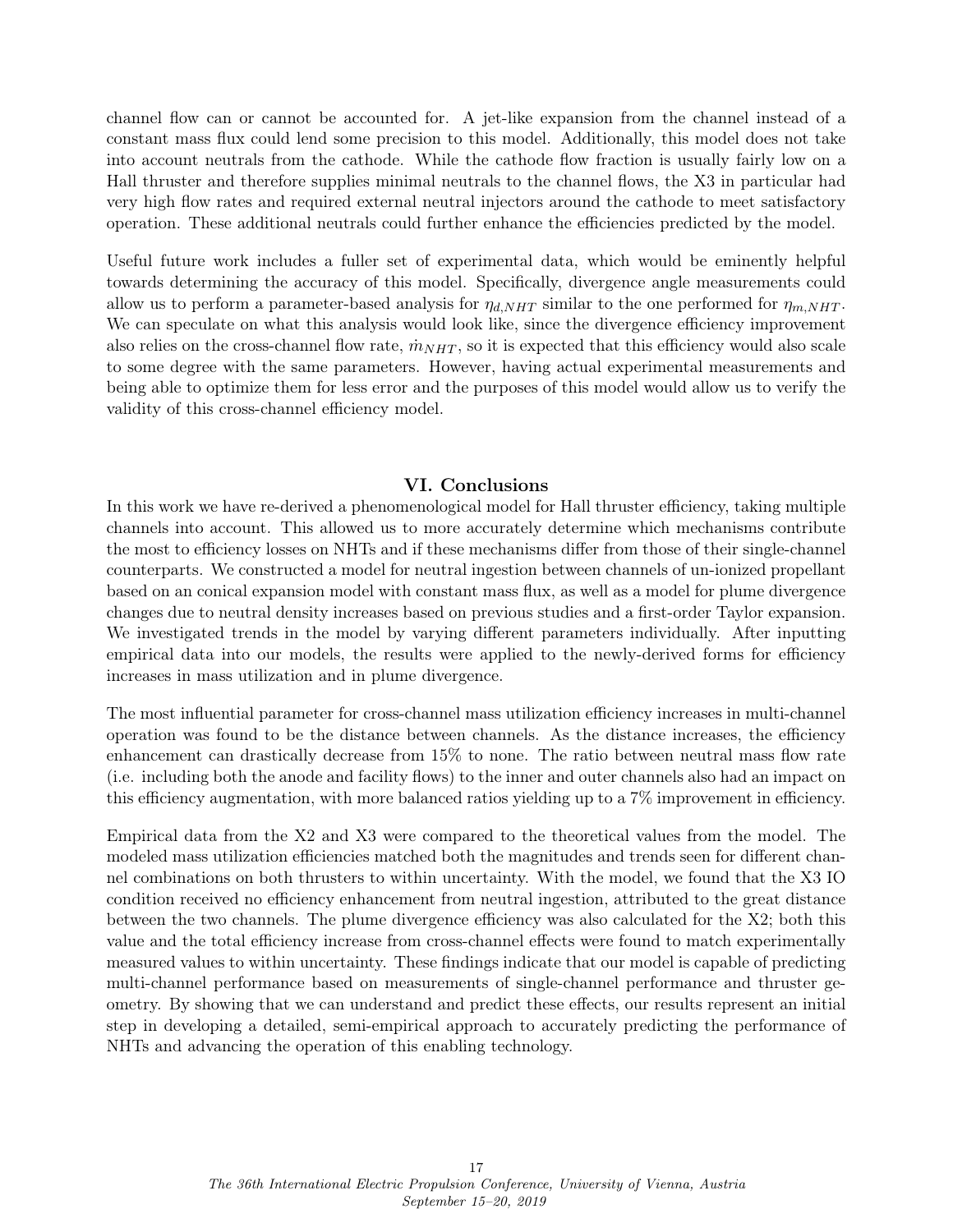channel flow can or cannot be accounted for. A jet-like expansion from the channel instead of a constant mass flux could lend some precision to this model. Additionally, this model does not take into account neutrals from the cathode. While the cathode flow fraction is usually fairly low on a Hall thruster and therefore supplies minimal neutrals to the channel flows, the X3 in particular had very high flow rates and required external neutral injectors around the cathode to meet satisfactory operation. These additional neutrals could further enhance the efficiencies predicted by the model.

Useful future work includes a fuller set of experimental data, which would be eminently helpful towards determining the accuracy of this model. Specifically, divergence angle measurements could allow us to perform a parameter-based analysis for $\eta_{d,NHT}$ similar to the one performed for $\eta_{m,NHT}$. We can speculate on what this analysis would look like, since the divergence efficiency improvement also relies on the cross-channel flow rate, $\dot{m}_{NHT}$, so it is expected that this efficiency would also scale to some degree with the same parameters. However, having actual experimental measurements and being able to optimize them for less error and the purposes of this model would allow us to verify the validity of this cross-channel efficiency model.

## VI. Conclusions

In this work we have re-derived a phenomenological model for Hall thruster efficiency, taking multiple channels into account. This allowed us to more accurately determine which mechanisms contribute the most to efficiency losses on NHTs and if these mechanisms differ from those of their single-channel counterparts. We constructed a model for neutral ingestion between channels of un-ionized propellant based on an conical expansion model with constant mass flux, as well as a model for plume divergence changes due to neutral density increases based on previous studies and a first-order Taylor expansion. We investigated trends in the model by varying different parameters individually. After inputting empirical data into our models, the results were applied to the newly-derived forms for efficiency increases in mass utilization and in plume divergence.

The most influential parameter for cross-channel mass utilization efficiency increases in multi-channel operation was found to be the distance between channels. As the distance increases, the efficiency enhancement can drastically decrease from 15% to none. The ratio between neutral mass flow rate (i.e. including both the anode and facility flows) to the inner and outer channels also had an impact on this efficiency augmentation, with more balanced ratios yielding up to a 7% improvement in efficiency.

Empirical data from the X2 and X3 were compared to the theoretical values from the model. The modeled mass utilization efficiencies matched both the magnitudes and trends seen for different channel combinations on both thrusters to within uncertainty. With the model, we found that the X3 IO condition received no efficiency enhancement from neutral ingestion, attributed to the great distance between the two channels. The plume divergence efficiency was also calculated for the X2; both this value and the total efficiency increase from cross-channel effects were found to match experimentally measured values to within uncertainty. These findings indicate that our model is capable of predicting multi-channel performance based on measurements of single-channel performance and thruster geometry. By showing that we can understand and predict these effects, our results represent an initial step in developing a detailed, semi-empirical approach to accurately predicting the performance of NHTs and advancing the operation of this enabling technology.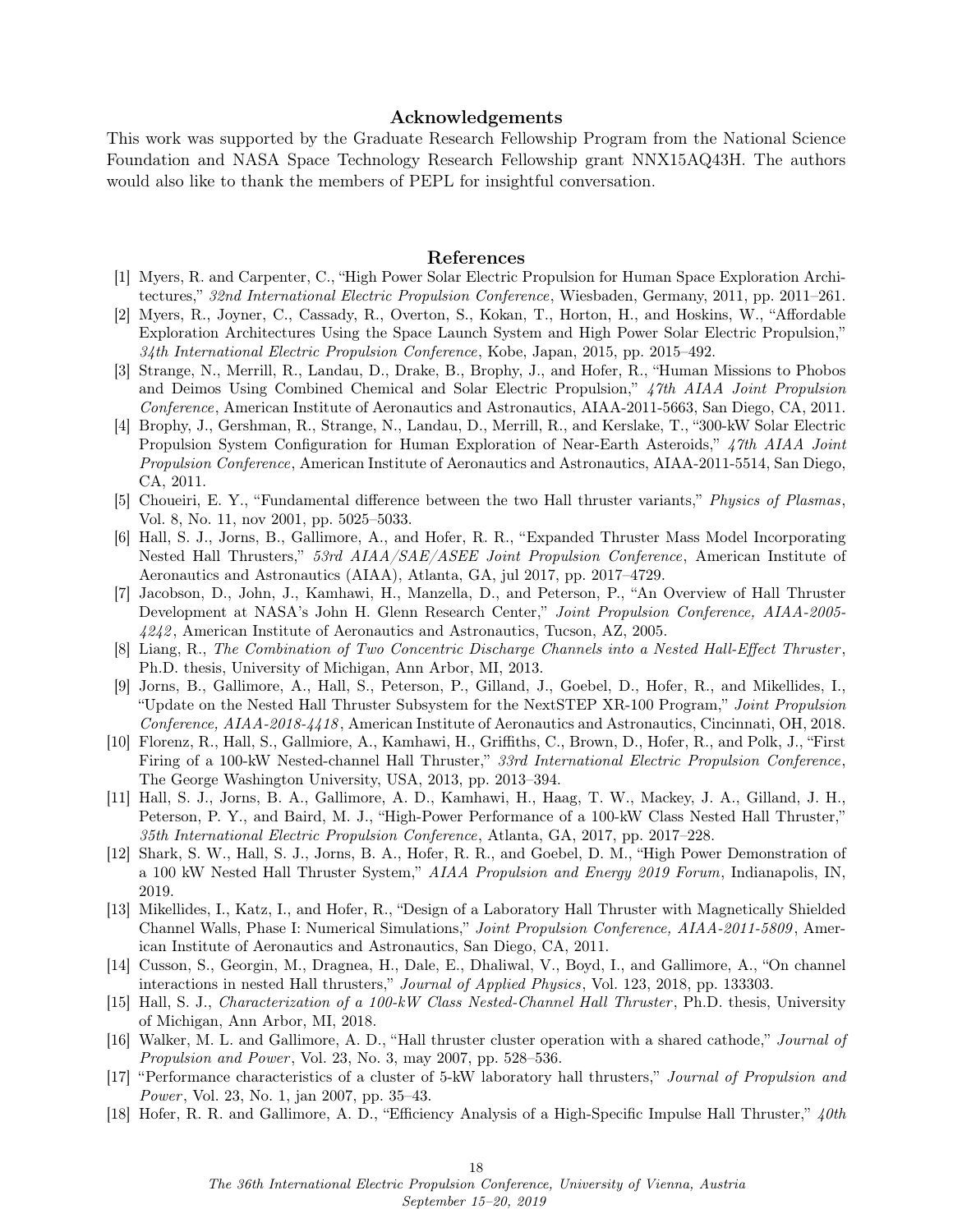## Acknowledgements

This work was supported by the Graduate Research Fellowship Program from the National Science Foundation and NASA Space Technology Research Fellowship grant NNX15AQ43H. The authors would also like to thank the members of PEPL for insightful conversation.

## References

[1] Myers, R. and Carpenter, C., "High Power Solar Electric Propulsion for Human Space Exploration Architectures," *32nd International Electric Propulsion Conference*, Wiesbaden, Germany, 2011, pp. 2011–261.

[2] Myers, R., Joyner, C., Cassady, R., Overton, S., Kokan, T., Horton, H., and Hoskins, W., "Affordable Exploration Architectures Using the Space Launch System and High Power Solar Electric Propulsion," *34th International Electric Propulsion Conference*, Kobe, Japan, 2015, pp. 2015–492.

[3] Strange, N., Merrill, R., Landau, D., Drake, B., Brophy, J., and Hofer, R., "Human Missions to Phobos and Deimos Using Combined Chemical and Solar Electric Propulsion," *47th AIAA Joint Propulsion Conference*, American Institute of Aeronautics and Astronautics, AIAA-2011-5663, San Diego, CA, 2011.

[4] Brophy, J., Gershman, R., Strange, N., Landau, D., Merrill, R., and Kerslake, T., "300-kW Solar Electric Propulsion System Configuration for Human Exploration of Near-Earth Asteroids," *47th AIAA Joint Propulsion Conference*, American Institute of Aeronautics and Astronautics, AIAA-2011-5514, San Diego, CA, 2011.

[5] Choueiri, E. Y., "Fundamental difference between the two Hall thruster variants," *Physics of Plasmas*, Vol. 8, No. 11, nov 2001, pp. 5025–5033.

[6] Hall, S. J., Jorns, B., Gallimore, A., and Hofer, R. R., "Expanded Thruster Mass Model Incorporating Nested Hall Thrusters," *53rd AIAA/SAE/ASEE Joint Propulsion Conference*, American Institute of Aeronautics and Astronautics (AIAA), Atlanta, GA, jul 2017, pp. 2017–4729.

[7] Jacobson, D., John, J., Kamhawi, H., Manzella, D., and Peterson, P., "An Overview of Hall Thruster Development at NASA's John H. Glenn Research Center," *Joint Propulsion Conference, AIAA-2005-4242*, American Institute of Aeronautics and Astronautics, Tucson, AZ, 2005.

[8] Liang, R., *The Combination of Two Concentric Discharge Channels into a Nested Hall-Effect Thruster*, Ph.D. thesis, University of Michigan, Ann Arbor, MI, 2013.

[9] Jorns, B., Gallimore, A., Hall, S., Peterson, P., Gilland, J., Goebel, D., Hofer, R., and Mikellides, I., "Update on the Nested Hall Thruster Subsystem for the NextSTEP XR-100 Program," *Joint Propulsion Conference, AIAA-2018-4418*, American Institute of Aeronautics and Astronautics, Cincinnati, OH, 2018.

[10] Florenz, R., Hall, S., Gallmiore, A., Kamhawi, H., Griffiths, C., Brown, D., Hofer, R., and Polk, J., "First Firing of a 100-kW Nested-channel Hall Thruster," *33rd International Electric Propulsion Conference*, The George Washington University, USA, 2013, pp. 2013–394.

[11] Hall, S. J., Jorns, B. A., Gallimore, A. D., Kamhawi, H., Haag, T. W., Mackey, J. A., Gilland, J. H., Peterson, P. Y., and Baird, M. J., "High-Power Performance of a 100-kW Class Nested Hall Thruster," *35th International Electric Propulsion Conference*, Atlanta, GA, 2017, pp. 2017–228.

[12] Shark, S. W., Hall, S. J., Jorns, B. A., Hofer, R. R., and Goebel, D. M., "High Power Demonstration of a 100 kW Nested Hall Thruster System," *AIAA Propulsion and Energy 2019 Forum*, Indianapolis, IN, 2019.

[13] Mikellides, I., Katz, I., and Hofer, R., "Design of a Laboratory Hall Thruster with Magnetically Shielded Channel Walls, Phase I: Numerical Simulations," *Joint Propulsion Conference, AIAA-2011-5809*, American Institute of Aeronautics and Astronautics, San Diego, CA, 2011.

[14] Cusson, S., Georgin, M., Dragnea, H., Dale, E., Dhaliwal, V., Boyd, I., and Gallimore, A., "On channel interactions in nested Hall thrusters," *Journal of Applied Physics*, Vol. 123, 2018, pp. 133303.

[15] Hall, S. J., *Characterization of a 100-kW Class Nested-Channel Hall Thruster*, Ph.D. thesis, University of Michigan, Ann Arbor, MI, 2018.

[16] Walker, M. L. and Gallimore, A. D., "Hall thruster cluster operation with a shared cathode," *Journal of Propulsion and Power*, Vol. 23, No. 3, may 2007, pp. 528–536.

[17] "Performance characteristics of a cluster of 5-kW laboratory hall thrusters," *Journal of Propulsion and Power*, Vol. 23, No. 1, jan 2007, pp. 35–43.

[18] Hofer, R. R. and Gallimore, A. D., "Efficiency Analysis of a High-Specific Impulse Hall Thruster," *40th*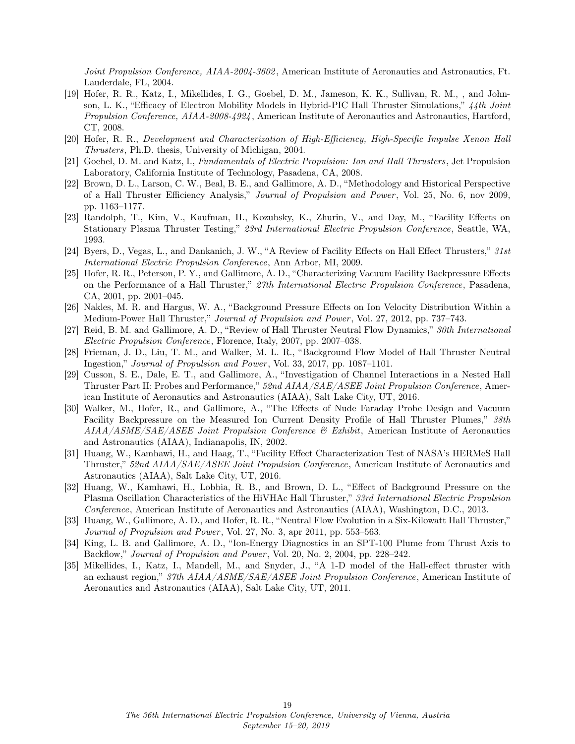*Joint Propulsion Conference, AIAA-2004-3602*, American Institute of Aeronautics and Astronautics, Ft. Lauderdale, FL, 2004.

[19] Hofer, R. R., Katz, I., Mikellides, I. G., Goebel, D. M., Jameson, K. K., Sullivan, R. M., , and Johnson, L. K., "Efficacy of Electron Mobility Models in Hybrid-PIC Hall Thruster Simulations," *44th Joint Propulsion Conference, AIAA-2008-4924*, American Institute of Aeronautics and Astronautics, Hartford, CT, 2008.

[20] Hofer, R. R., *Development and Characterization of High-Efficiency, High-Specific Impulse Xenon Hall Thrusters*, Ph.D. thesis, University of Michigan, 2004.

[21] Goebel, D. M. and Katz, I., *Fundamentals of Electric Propulsion: Ion and Hall Thrusters*, Jet Propulsion Laboratory, California Institute of Technology, Pasadena, CA, 2008.

[22] Brown, D. L., Larson, C. W., Beal, B. E., and Gallimore, A. D., "Methodology and Historical Perspective of a Hall Thruster Efficiency Analysis," *Journal of Propulsion and Power*, Vol. 25, No. 6, nov 2009, pp. 1163–1177.

[23] Randolph, T., Kim, V., Kaufman, H., Kozubsky, K., Zhurin, V., and Day, M., "Facility Effects on Stationary Plasma Thruster Testing," *23rd International Electric Propulsion Conference*, Seattle, WA, 1993.

[24] Byers, D., Vegas, L., and Dankanich, J. W., "A Review of Facility Effects on Hall Effect Thrusters," *31st International Electric Propulsion Conference*, Ann Arbor, MI, 2009.

[25] Hofer, R. R., Peterson, P. Y., and Gallimore, A. D., "Characterizing Vacuum Facility Backpressure Effects on the Performance of a Hall Thruster," *27th International Electric Propulsion Conference*, Pasadena, CA, 2001, pp. 2001–045.

[26] Nakles, M. R. and Hargus, W. A., "Background Pressure Effects on Ion Velocity Distribution Within a Medium-Power Hall Thruster," *Journal of Propulsion and Power*, Vol. 27, 2012, pp. 737–743.

[27] Reid, B. M. and Gallimore, A. D., "Review of Hall Thruster Neutral Flow Dynamics," *30th International Electric Propulsion Conference*, Florence, Italy, 2007, pp. 2007–038.

[28] Frieman, J. D., Liu, T. M., and Walker, M. L. R., "Background Flow Model of Hall Thruster Neutral Ingestion," *Journal of Propulsion and Power*, Vol. 33, 2017, pp. 1087–1101.

[29] Cusson, S. E., Dale, E. T., and Gallimore, A., "Investigation of Channel Interactions in a Nested Hall Thruster Part II: Probes and Performance," *52nd AIAA/SAE/ASEE Joint Propulsion Conference*, American Institute of Aeronautics and Astronautics (AIAA), Salt Lake City, UT, 2016.

[30] Walker, M., Hofer, R., and Gallimore, A., "The Effects of Nude Faraday Probe Design and Vacuum Facility Backpressure on the Measured Ion Current Density Profile of Hall Thruster Plumes," *38th AIAA/ASME/SAE/ASEE Joint Propulsion Conference & Exhibit*, American Institute of Aeronautics and Astronautics (AIAA), Indianapolis, IN, 2002.

[31] Huang, W., Kamhawi, H., and Haag, T., "Facility Effect Characterization Test of NASA's HERMeS Hall Thruster," *52nd AIAA/SAE/ASEE Joint Propulsion Conference*, American Institute of Aeronautics and Astronautics (AIAA), Salt Lake City, UT, 2016.

[32] Huang, W., Kamhawi, H., Lobbia, R. B., and Brown, D. L., "Effect of Background Pressure on the Plasma Oscillation Characteristics of the HiVHAc Hall Thruster," *33rd International Electric Propulsion Conference*, American Institute of Aeronautics and Astronautics (AIAA), Washington, D.C., 2013.

[33] Huang, W., Gallimore, A. D., and Hofer, R. R., "Neutral Flow Evolution in a Six-Kilowatt Hall Thruster," *Journal of Propulsion and Power*, Vol. 27, No. 3, apr 2011, pp. 553–563.

[34] King, L. B. and Gallimore, A. D., "Ion-Energy Diagnostics in an SPT-100 Plume from Thrust Axis to Backflow," *Journal of Propulsion and Power*, Vol. 20, No. 2, 2004, pp. 228–242.

[35] Mikellides, I., Katz, I., Mandell, M., and Snyder, J., "A 1-D model of the Hall-effect thruster with an exhaust region," *37th AIAA/ASME/SAE/ASEE Joint Propulsion Conference*, American Institute of Aeronautics and Astronautics (AIAA), Salt Lake City, UT, 2011.